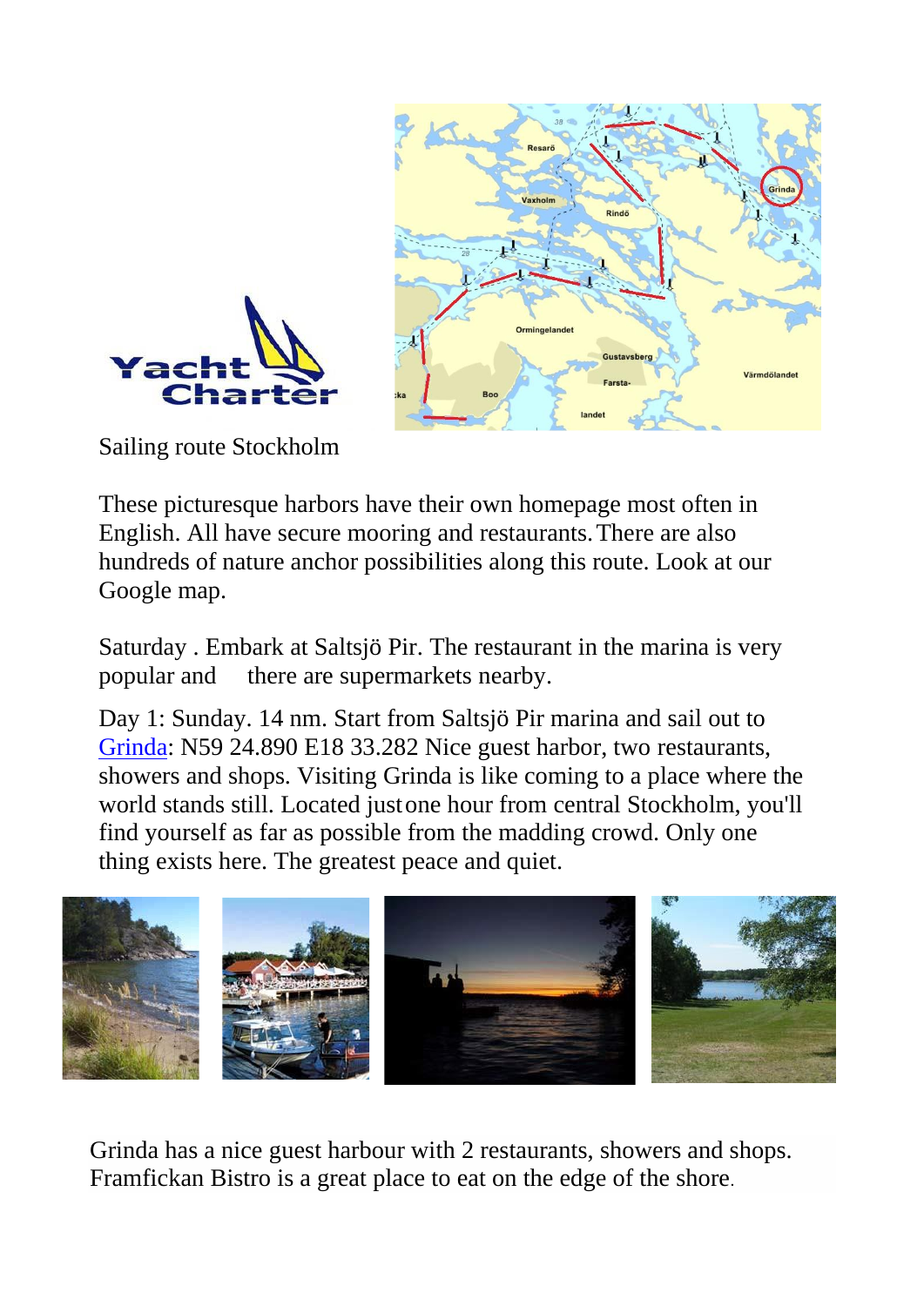Sailing route Stockholm

These picturesque harbors have their own homepage most often in English. All have secure mooring and restaurants. There are also hundreds of nature anchor possibilities along this route. Look at our Google map.

Saturday . Embark at Saltsjö Pir. The restaurant in the marina is very popular and there are supermarkets nearby.

Day 1: Sunday. 14 nm. Start from Saltsjö Pir marina and sail out to Grinda: N59 24.890 E18 33.282 Nice guest harbor, two restaurants, showers and shops. Visiting Grinda is like coming to a place where the world stands still. Located just one hour from central Stockholm, you'll find yourself as far as possible from the madding crowd. Only one thing exists here. The greatest peace and quiet.

Grinda has a nice guest harbour with 2 restaurants, showers and shops. Framfickan Bistro is a great place to eat on the edge of the shore.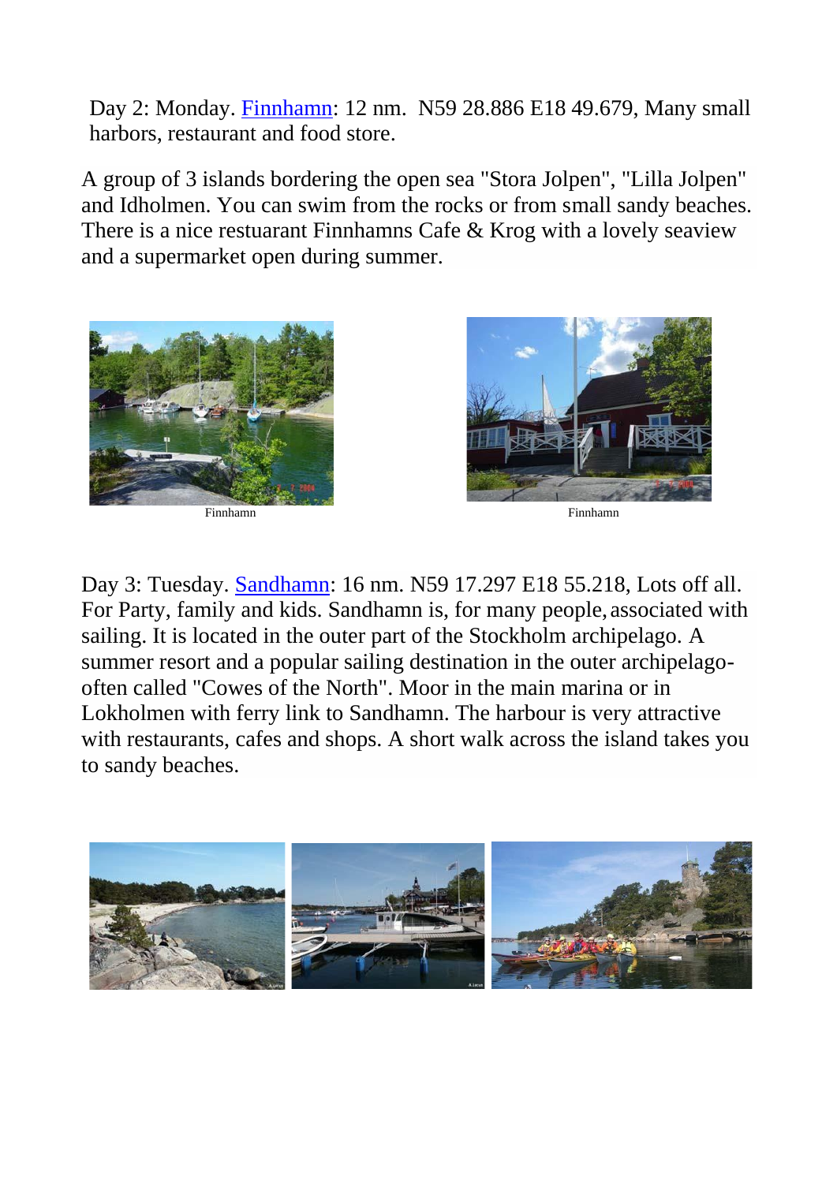Day 2: Monday. Finnhamn: 12 nm.  N59 28.886 E18 49.679, Many small harbors, restaurant and food store.

A group of 3 islands bordering the open sea "Stora Jolpen", "Lilla Jolpen" and Idholmen. You can swim from the rocks or from small sandy beaches. There is a nice restuarant Finnhamns Cafe & Krog with a lovely seaview and a supermarket open during summer.

Finnhamn

Finnhamn

Day 3: Tuesday. Sandhamn: 16 nm. N59 17.297 E18 55.218, Lots off all. For Party, family and kids. Sandhamn is, for many people, associated with sailing. It is located in the outer part of the Stockholm archipelago. A summer resort and a popular sailing destination in the outer archipelago- often called "Cowes of the North". Moor in the main marina or in Lokholmen with ferry link to Sandhamn. The harbour is very attractive with restaurants, cafes and shops. A short walk across the island takes you to sandy beaches.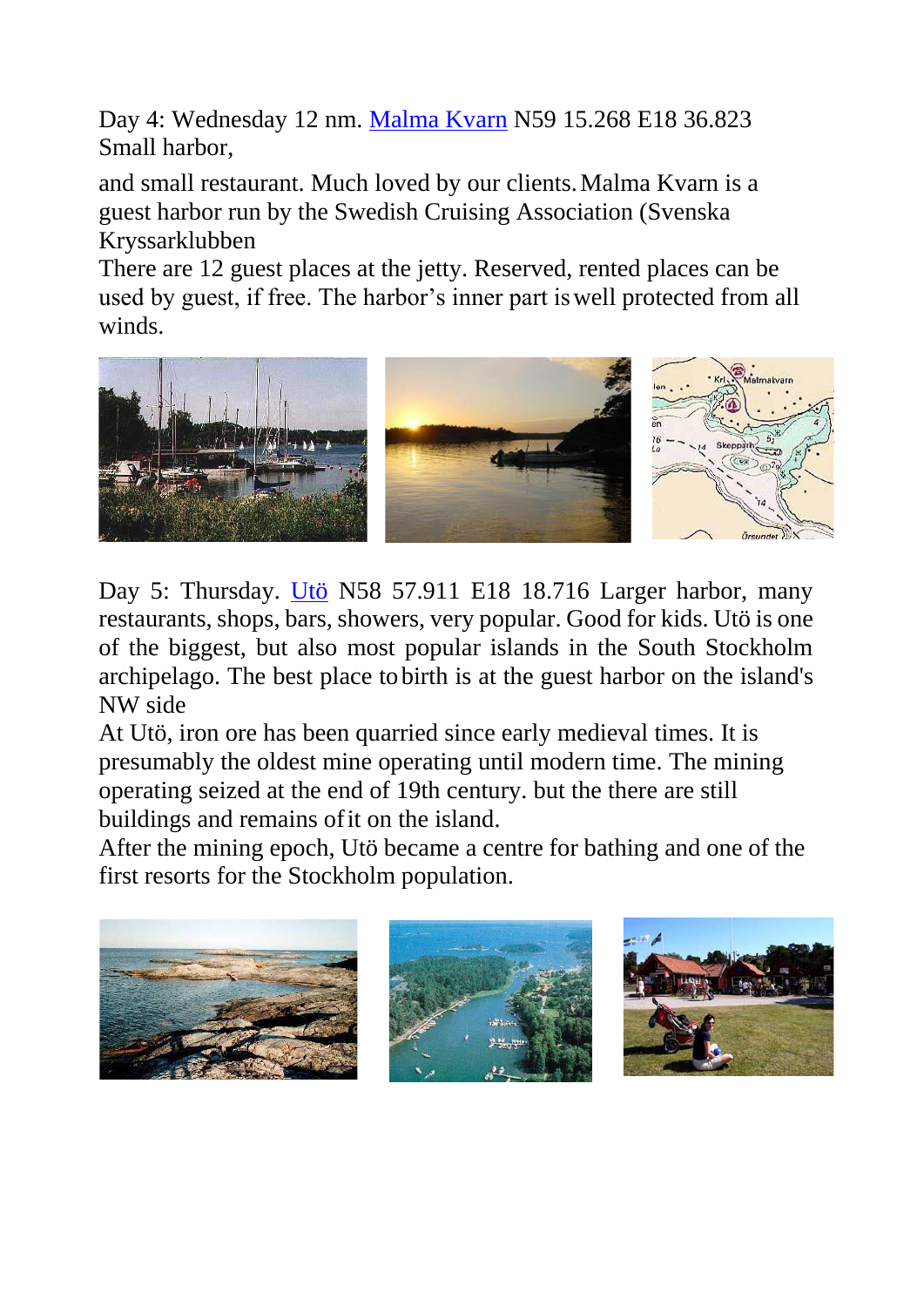Day 4: Wednesday 12 nm. Malma Kvarn N59 15.268 E18 36.823 Small harbor,

and small restaurant. Much loved by our clients. Malma Kvarn is a guest harbor run by the Swedish Cruising Association (Svenska Kryssarklubben

There are 12 guest places at the jetty. Reserved, rented places can be used by guest, if free. The harbor's inner part is well protected from all winds.

Day 5: Thursday. Utö N58 57.911 E18 18.716 Larger harbor, many restaurants, shops, bars, showers, very popular. Good for kids. Utö is one of the biggest, but also most popular islands in the South Stockholm archipelago. The best place to birth is at the guest harbor on the island's NW side

At Utö, iron ore has been quarried since early medieval times. It is presumably the oldest mine operating until modern time. The mining operating seized at the end of 19th century. but the there are still buildings and remains of it on the island.

After the mining epoch, Utö became a centre for bathing and one of the first resorts for the Stockholm population.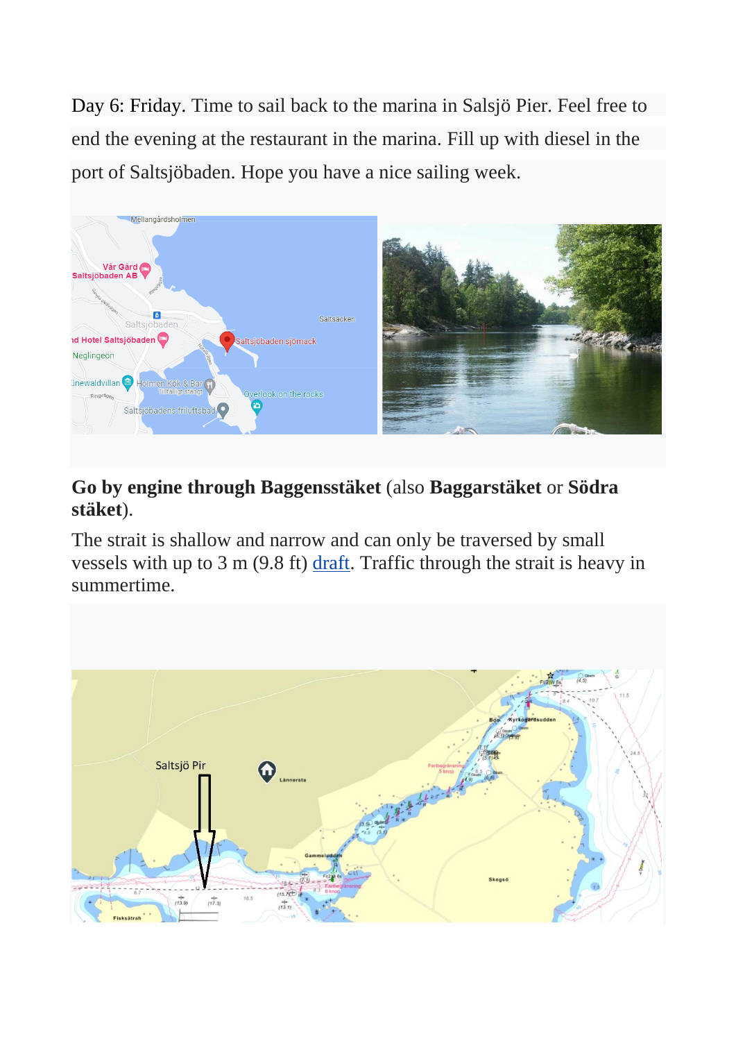Day 6: Friday. Time to sail back to the marina in Salsjö Pier. Feel free to end the evening at the restaurant in the marina. Fill up with diesel in the port of Saltsjöbaden. Hope you have a nice sailing week.

**Go by engine through Baggensstäket** (also **Baggarstäket** or **Södra stäket**).

The strait is shallow and narrow and can only be traversed by small vessels with up to 3 m (9.8 ft) draft. Traffic through the strait is heavy in summertime.